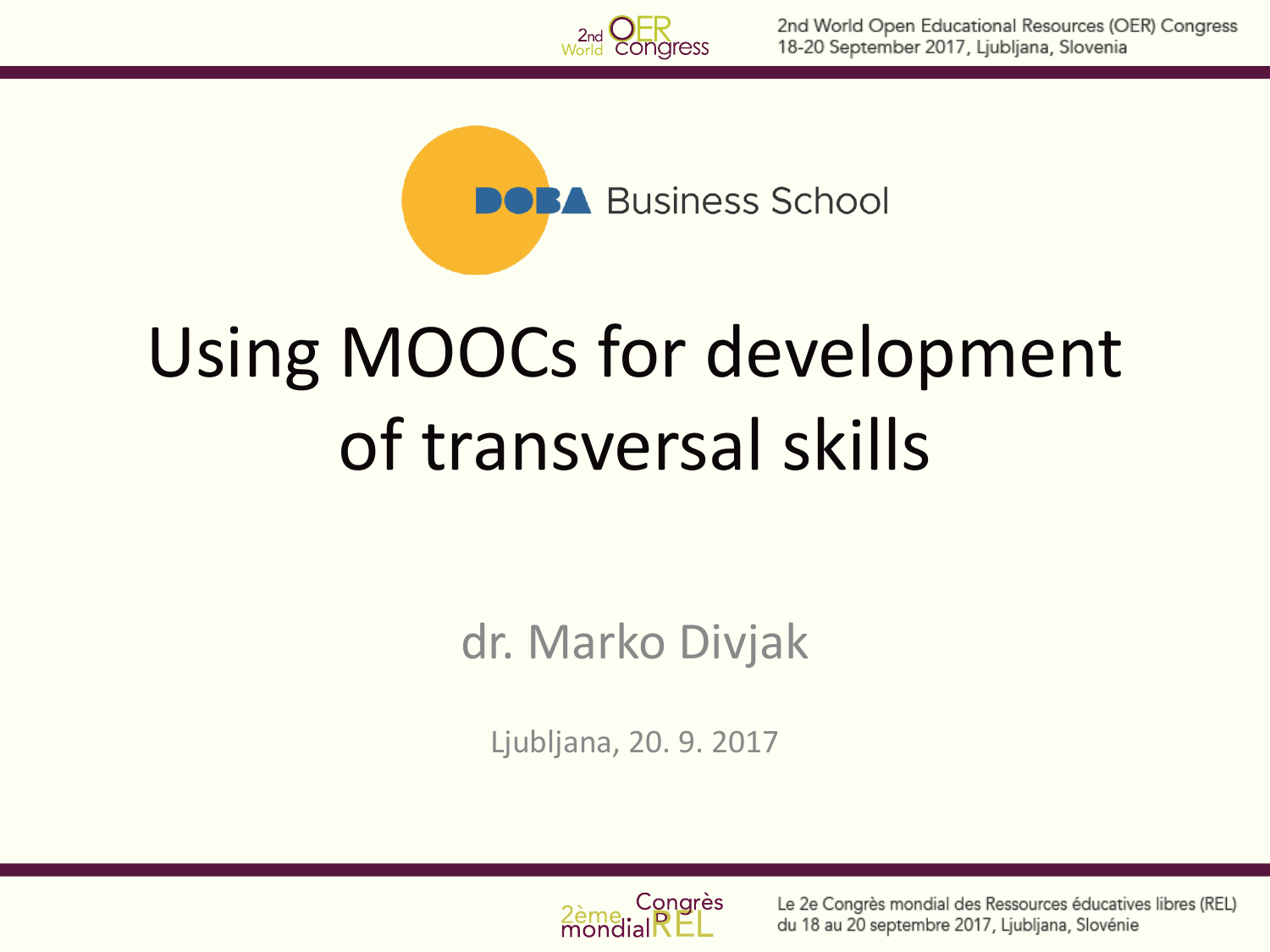DOBA Business School

# Using MOOCs for development of transversal skills

dr. Marko Divjak

Ljubljana, 20. 9. 2017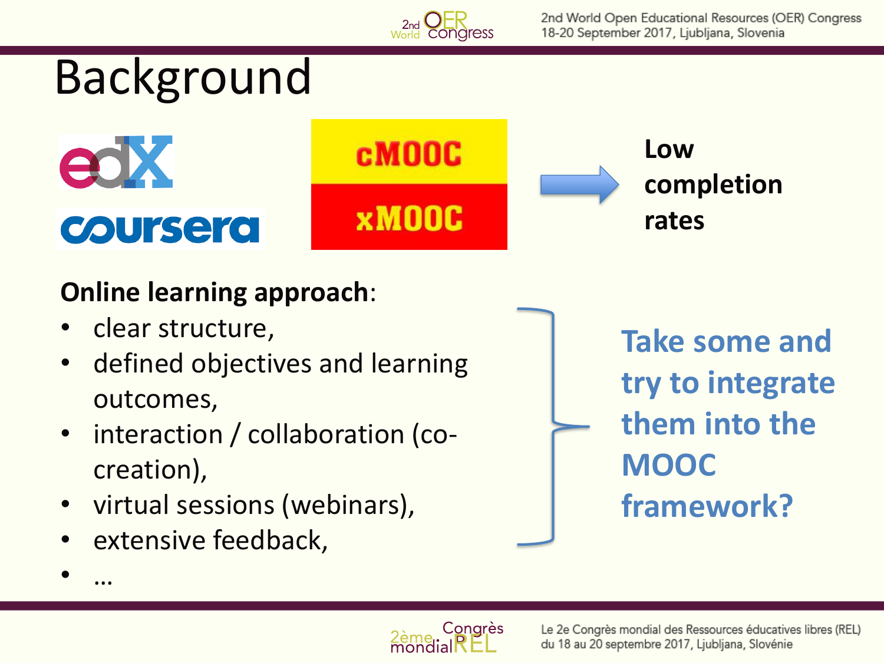# Background

edX

coursera

cMOOC

xMOOC

→ **Low completion rates**

**Online learning approach**:

- clear structure,
- defined objectives and learning outcomes,
- interaction / collaboration (co-creation),
- virtual sessions (webinars),
- extensive feedback,
- …

**Take some and try to integrate them into the MOOC framework?**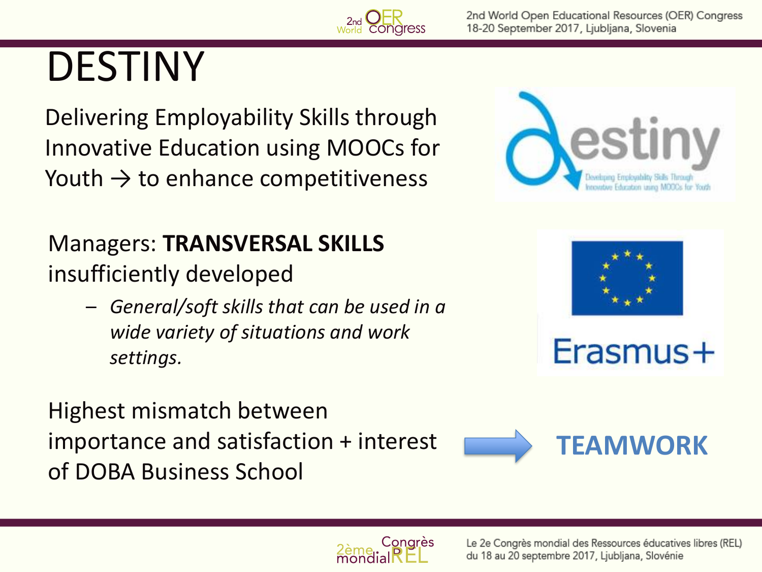# DESTINY

Delivering Employability Skills through Innovative Education using MOOCs for Youth → to enhance competitiveness

Managers: **TRANSVERSAL SKILLS** insufficiently developed

- *General/soft skills that can be used in a wide variety of situations and work settings.*

Highest mismatch between importance and satisfaction + interest of DOBA Business School → **TEAMWORK**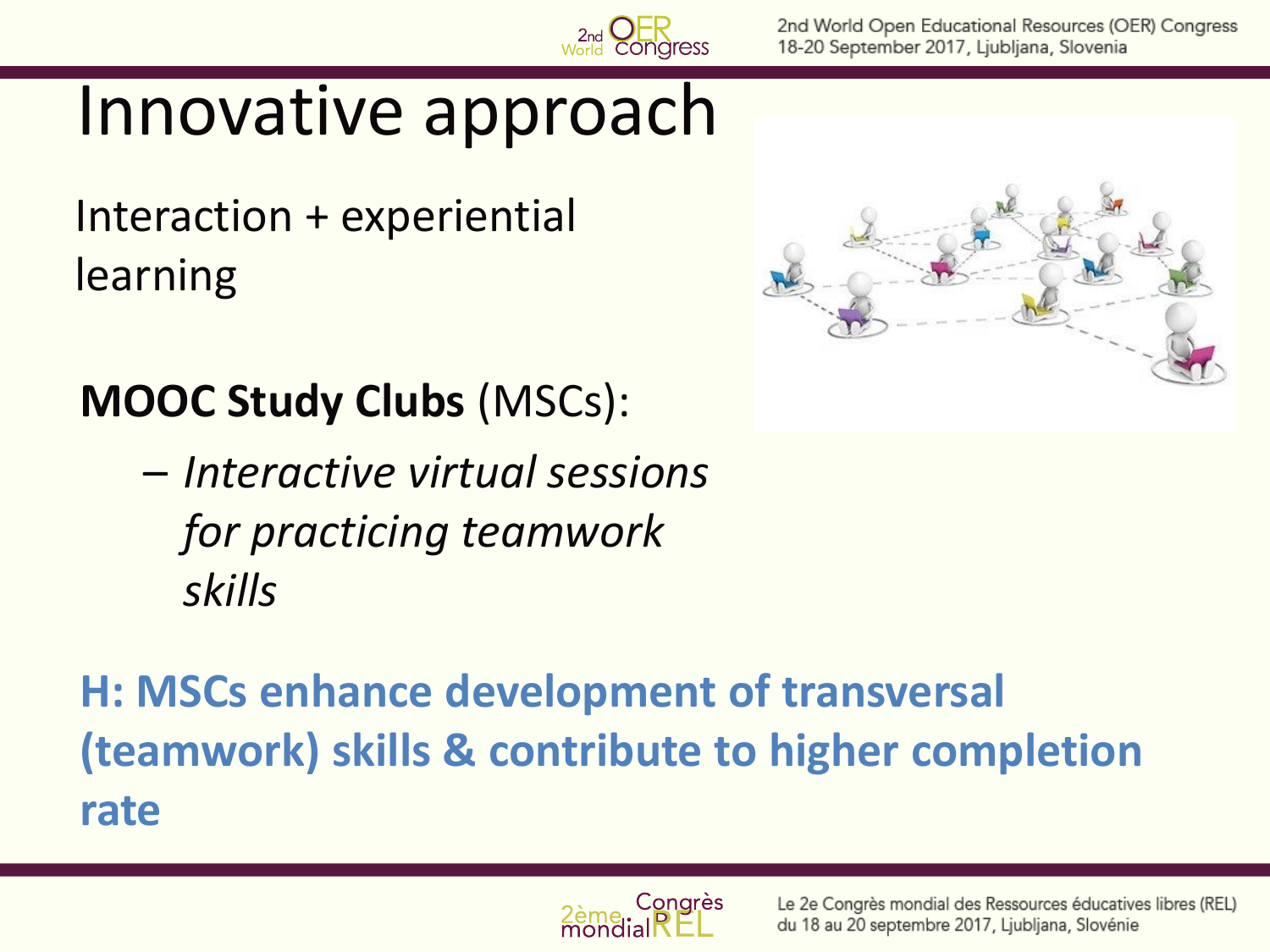# Innovative approach

Interaction + experiential learning

**MOOC Study Clubs** (MSCs):

- *Interactive virtual sessions for practicing teamwork skills*

**H: MSCs enhance development of transversal (teamwork) skills & contribute to higher completion rate**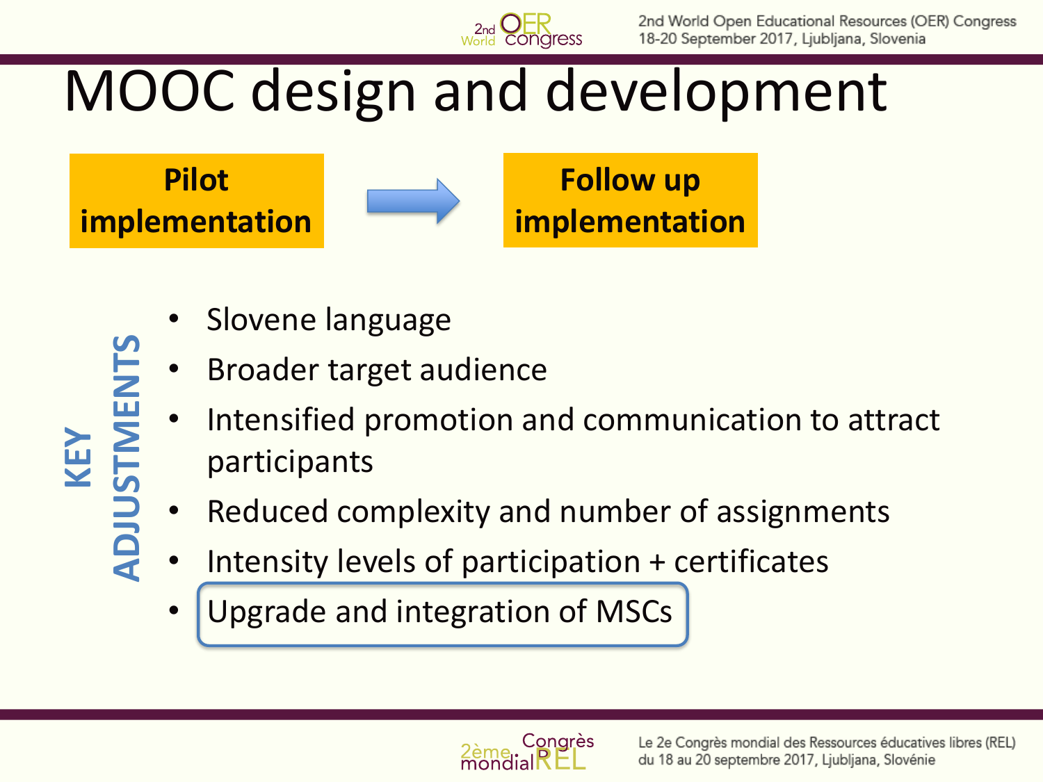# MOOC design and development

**Pilot implementation** → **Follow up implementation**

**KEY ADJUSTMENTS**

- Slovene language
- Broader target audience
- Intensified promotion and communication to attract participants
- Reduced complexity and number of assignments
- Intensity levels of participation + certificates
- Upgrade and integration of MSCs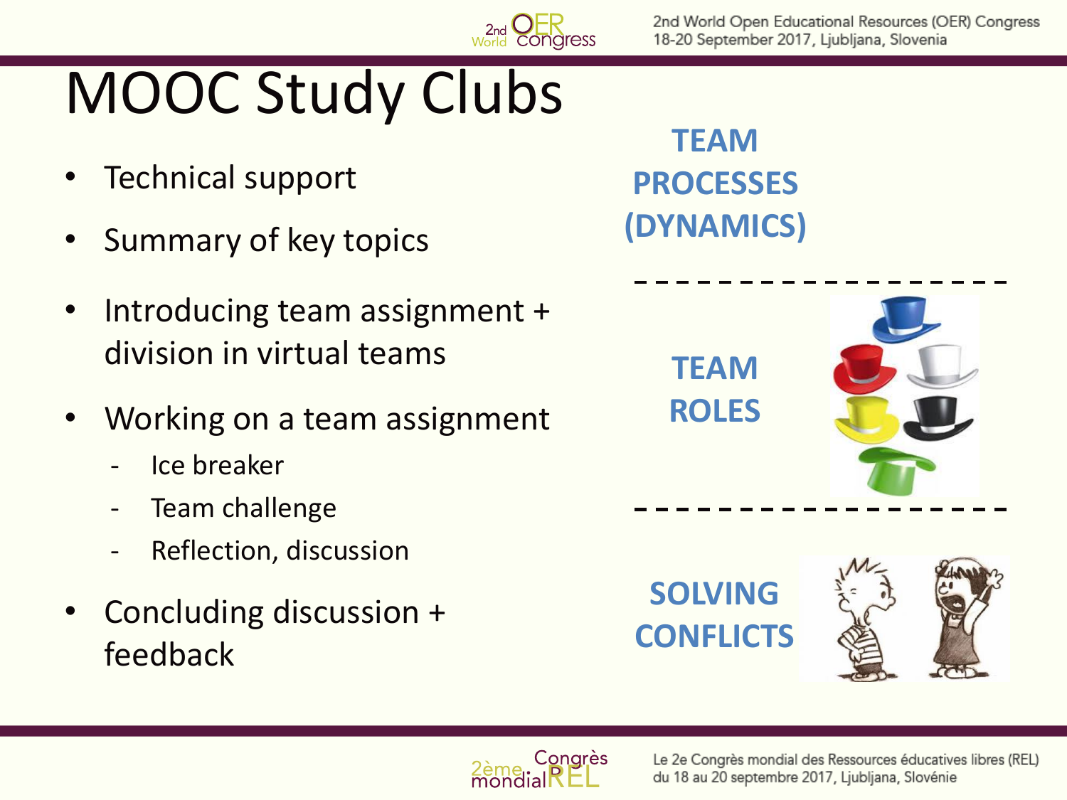# MOOC Study Clubs

- Technical support
- Summary of key topics
- Introducing team assignment + division in virtual teams
- Working on a team assignment
  - Ice breaker
  - Team challenge
  - Reflection, discussion
- Concluding discussion + feedback

**TEAM PROCESSES (DYNAMICS)**

**TEAM ROLES**

**SOLVING CONFLICTS**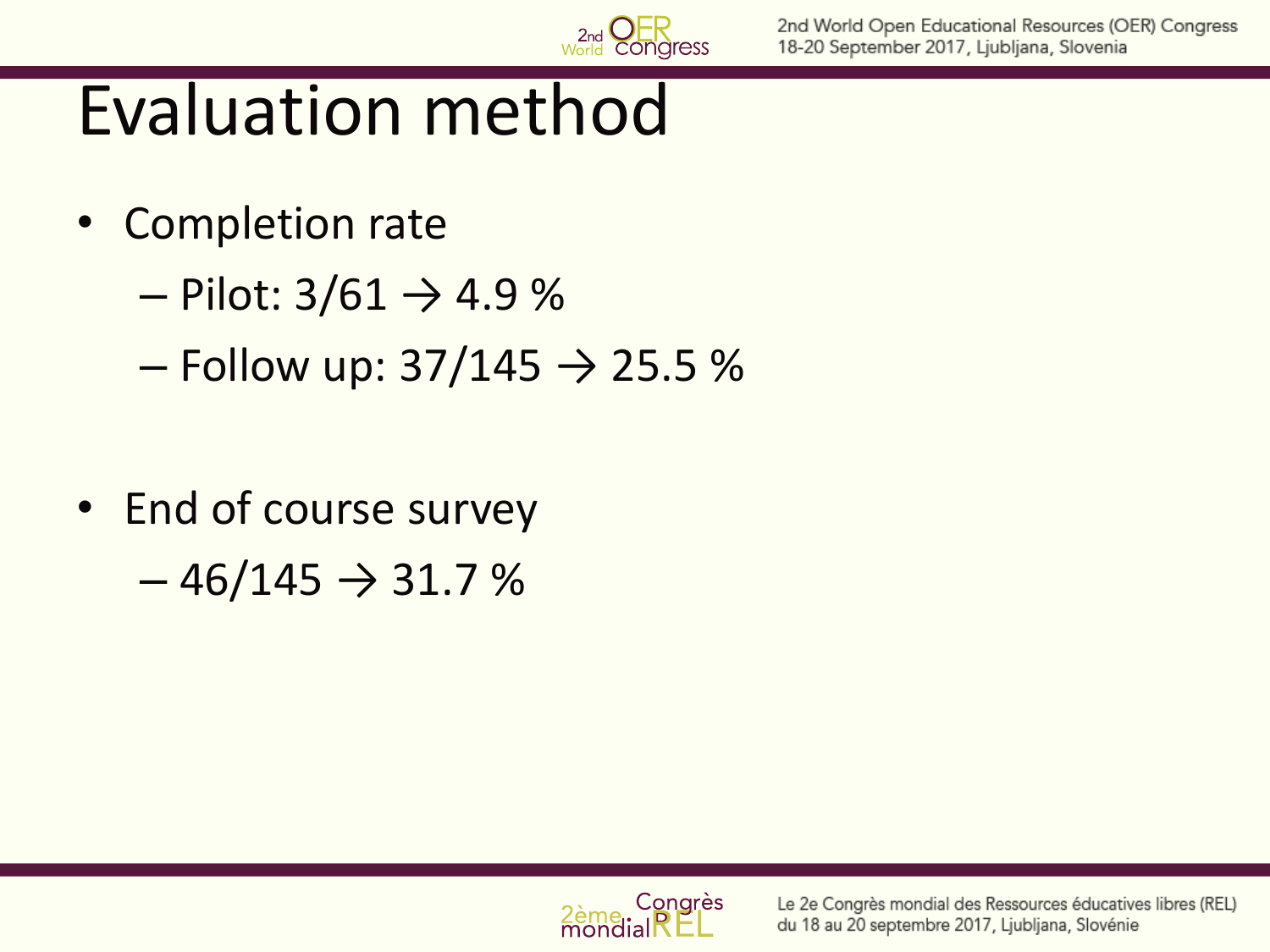# Evaluation method

- Completion rate
  - Pilot: 3/61 → 4.9 %
  - Follow up: 37/145 → 25.5 %

- End of course survey
  - 46/145 → 31.7 %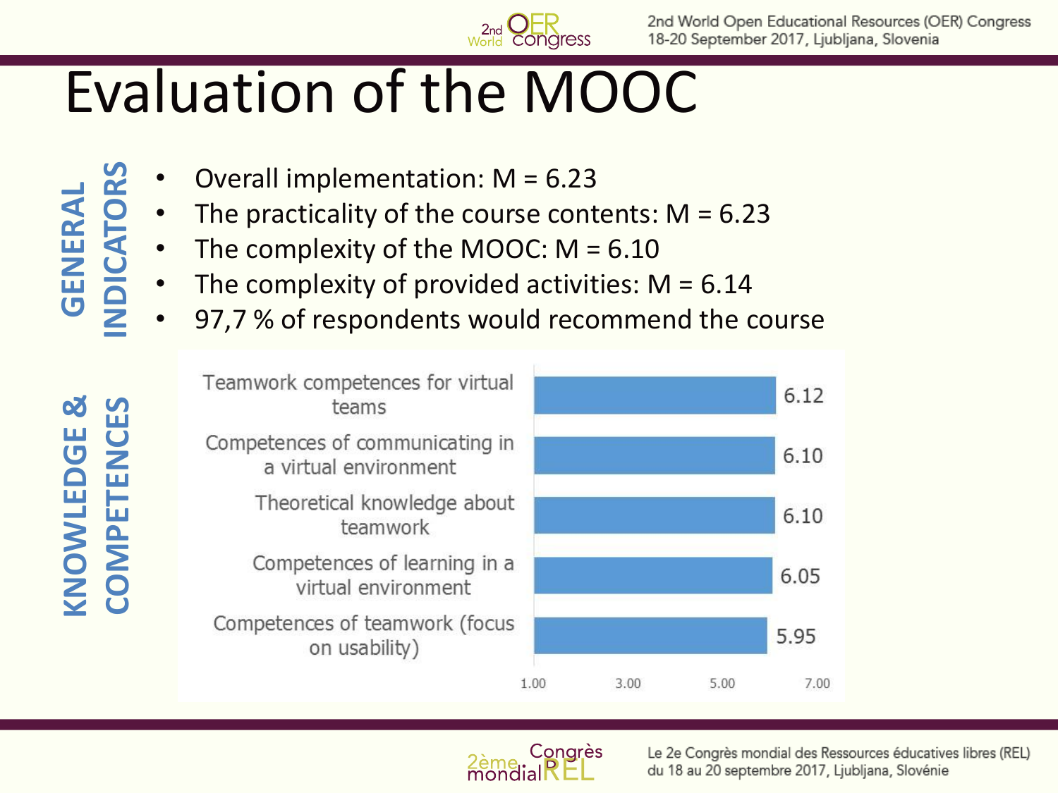# Evaluation of the MOOC

**GENERAL INDICATORS**

- Overall implementation: M = 6.23
- The practicality of the course contents: M = 6.23
- The complexity of the MOOC: M = 6.10
- The complexity of provided activities: M = 6.14
- 97,7 % of respondents would recommend the course

**KNOWLEDGE & COMPETENCES**

| Item | Mean |
|---|---|
| Teamwork competences for virtual teams | 6.12 |
| Competences of communicating in a virtual environment | 6.10 |
| Theoretical knowledge about teamwork | 6.10 |
| Competences of learning in a virtual environment | 6.05 |
| Competences of teamwork (focus on usability) | 5.95 |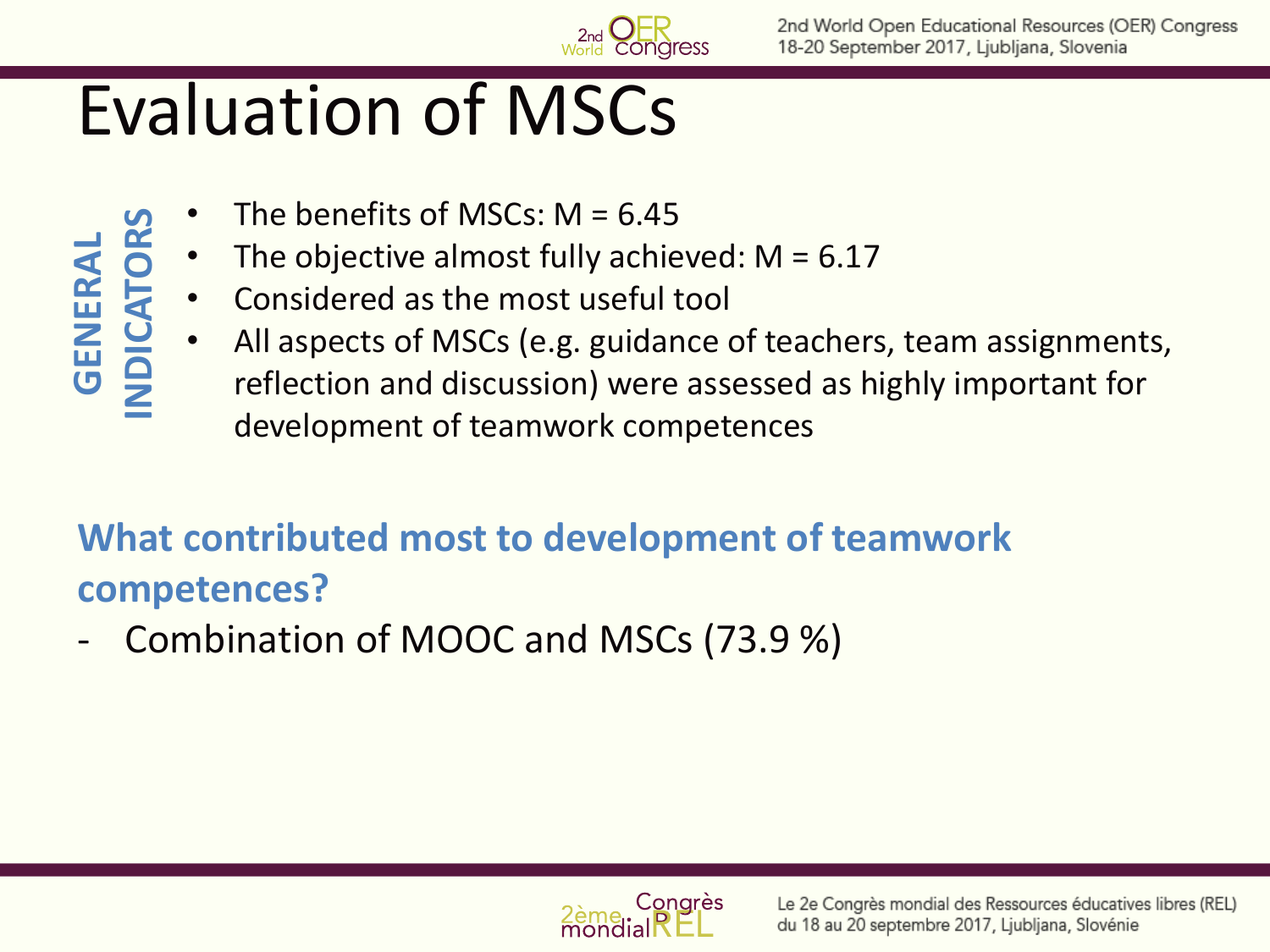# Evaluation of MSCs

**GENERAL INDICATORS**

- The benefits of MSCs: M = 6.45
- The objective almost fully achieved: M = 6.17
- Considered as the most useful tool
- All aspects of MSCs (e.g. guidance of teachers, team assignments, reflection and discussion) were assessed as highly important for development of teamwork competences

**What contributed most to development of teamwork competences?**

- Combination of MOOC and MSCs (73.9 %)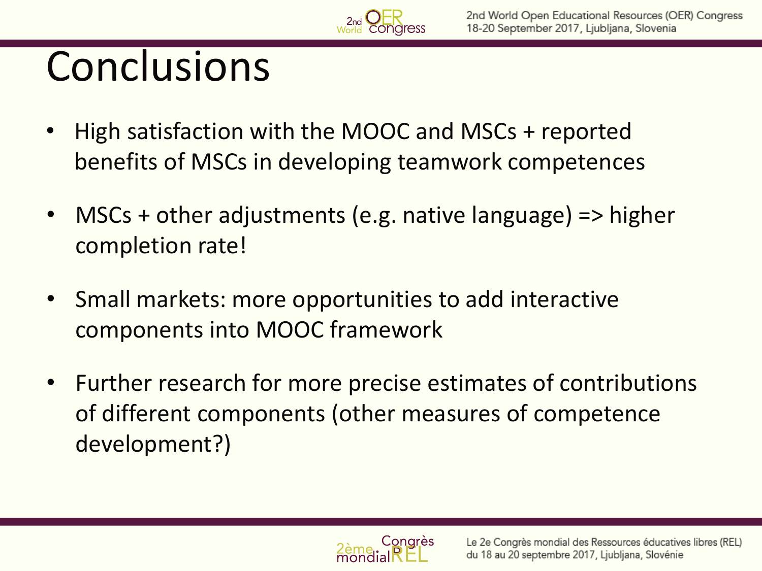# Conclusions

- High satisfaction with the MOOC and MSCs + reported benefits of MSCs in developing teamwork competences
- MSCs + other adjustments (e.g. native language) => higher completion rate!
- Small markets: more opportunities to add interactive components into MOOC framework
- Further research for more precise estimates of contributions of different components (other measures of competence development?)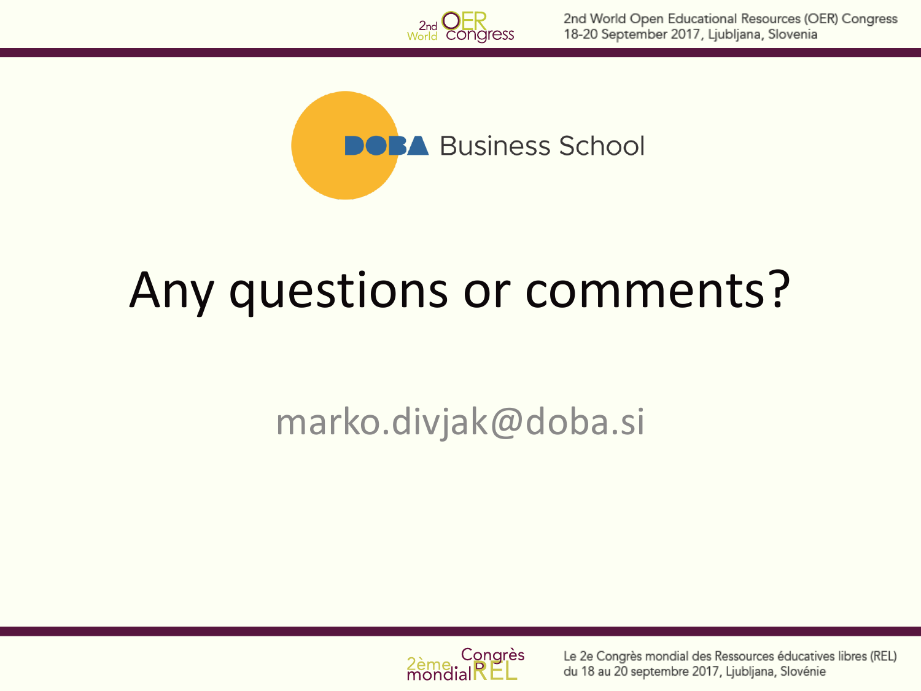DOBA Business School

# Any questions or comments?

marko.divjak@doba.si